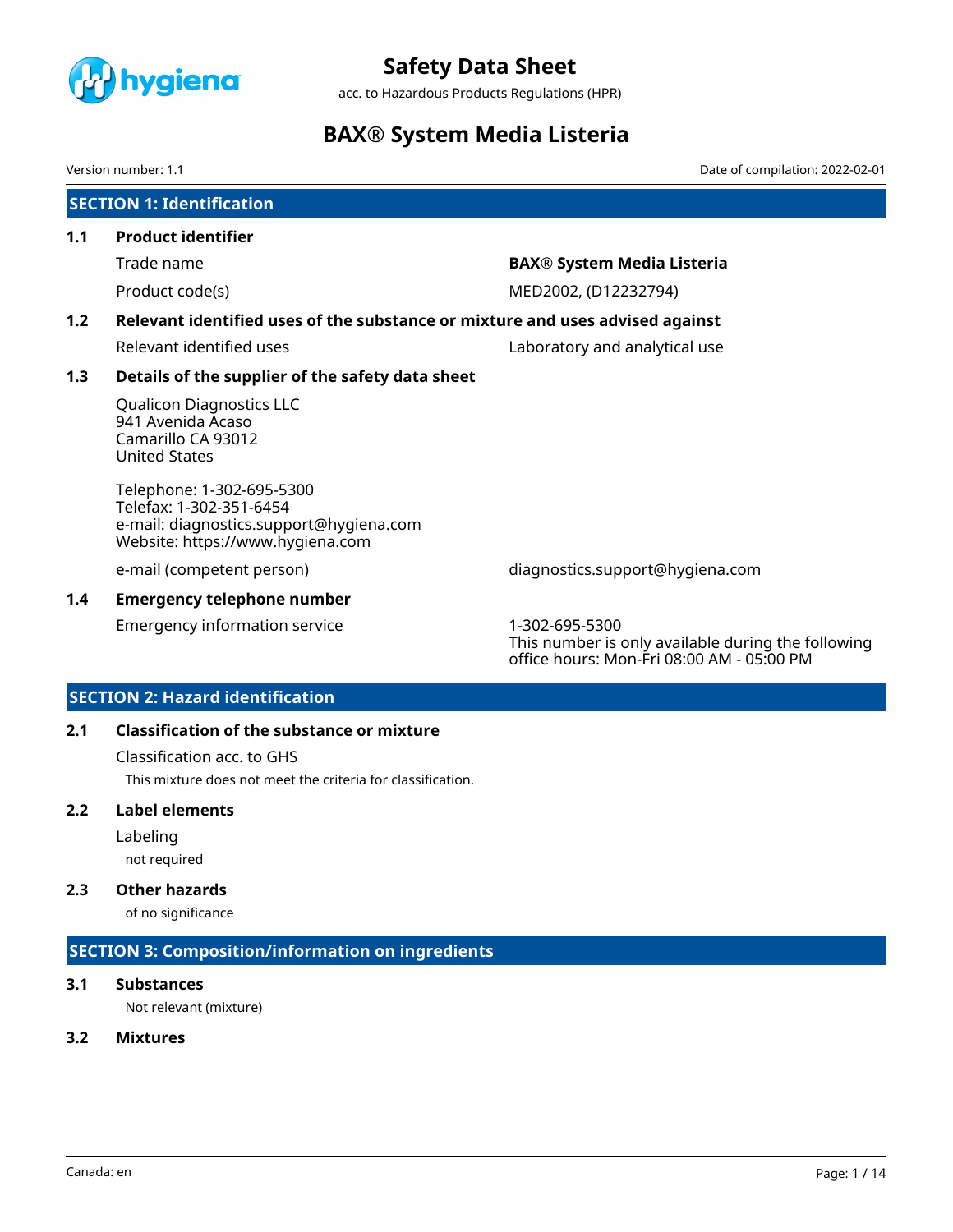# Safety Data Sheet

acc. to Hazardous Products Regulations (HPR)

# BAX® System Media Listeria

Version number: 1.1

Date of compilation: 2022-02-01

## SECTION 1: Identification

### 1.1 Product identifier

| | |
|---|---|
| Trade name | **BAX® System Media Listeria** |
| Product code(s) | MED2002, (D12232794) |

### 1.2 Relevant identified uses of the substance or mixture and uses advised against

| | |
|---|---|
| Relevant identified uses | Laboratory and analytical use |

### 1.3 Details of the supplier of the safety data sheet

Qualicon Diagnostics LLC
941 Avenida Acaso
Camarillo CA 93012
United States

Telephone: 1-302-695-5300
Telefax: 1-302-351-6454
e-mail: diagnostics.support@hygiena.com
Website: https://www.hygiena.com

| | |
|---|---|
| e-mail (competent person) | diagnostics.support@hygiena.com |

### 1.4 Emergency telephone number

| | |
|---|---|
| Emergency information service | 1-302-695-5300<br>This number is only available during the following office hours: Mon-Fri 08:00 AM - 05:00 PM |

## SECTION 2: Hazard identification

### 2.1 Classification of the substance or mixture

Classification acc. to GHS

This mixture does not meet the criteria for classification.

### 2.2 Label elements

Labeling

not required

### 2.3 Other hazards

of no significance

## SECTION 3: Composition/information on ingredients

### 3.1 Substances

Not relevant (mixture)

### 3.2 Mixtures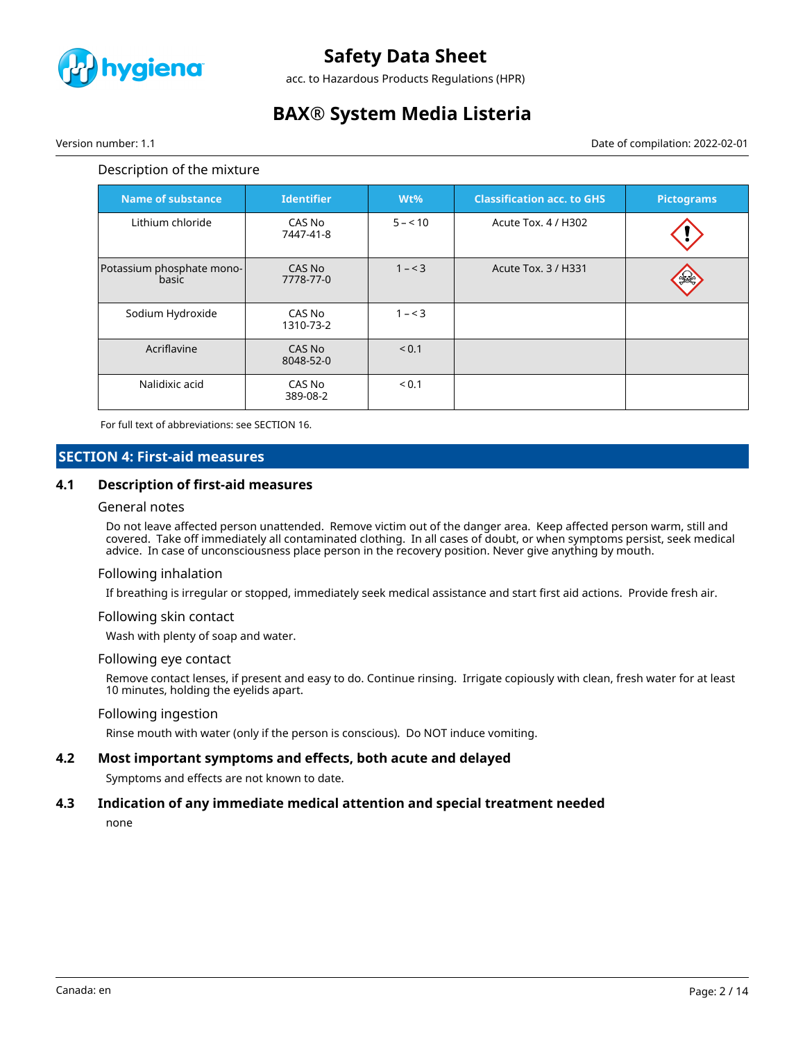Description of the mixture

| Name of substance | Identifier | Wt% | Classification acc. to GHS | Pictograms |
|---|---|---|---|---|
| Lithium chloride | CAS No 7447-41-8 | 5 – < 10 | Acute Tox. 4 / H302 | |
| Potassium phosphate mono-basic | CAS No 7778-77-0 | 1 – < 3 | Acute Tox. 3 / H331 | |
| Sodium Hydroxide | CAS No 1310-73-2 | 1 – < 3 | | |
| Acriflavine | CAS No 8048-52-0 | < 0.1 | | |
| Nalidixic acid | CAS No 389-08-2 | < 0.1 | | |

For full text of abbreviations: see SECTION 16.

## SECTION 4: First-aid measures

### 4.1 Description of first-aid measures

#### General notes

Do not leave affected person unattended. Remove victim out of the danger area. Keep affected person warm, still and covered. Take off immediately all contaminated clothing. In all cases of doubt, or when symptoms persist, seek medical advice. In case of unconsciousness place person in the recovery position. Never give anything by mouth.

#### Following inhalation

If breathing is irregular or stopped, immediately seek medical assistance and start first aid actions. Provide fresh air.

#### Following skin contact

Wash with plenty of soap and water.

#### Following eye contact

Remove contact lenses, if present and easy to do. Continue rinsing. Irrigate copiously with clean, fresh water for at least 10 minutes, holding the eyelids apart.

#### Following ingestion

Rinse mouth with water (only if the person is conscious). Do NOT induce vomiting.

### 4.2 Most important symptoms and effects, both acute and delayed

Symptoms and effects are not known to date.

### 4.3 Indication of any immediate medical attention and special treatment needed

none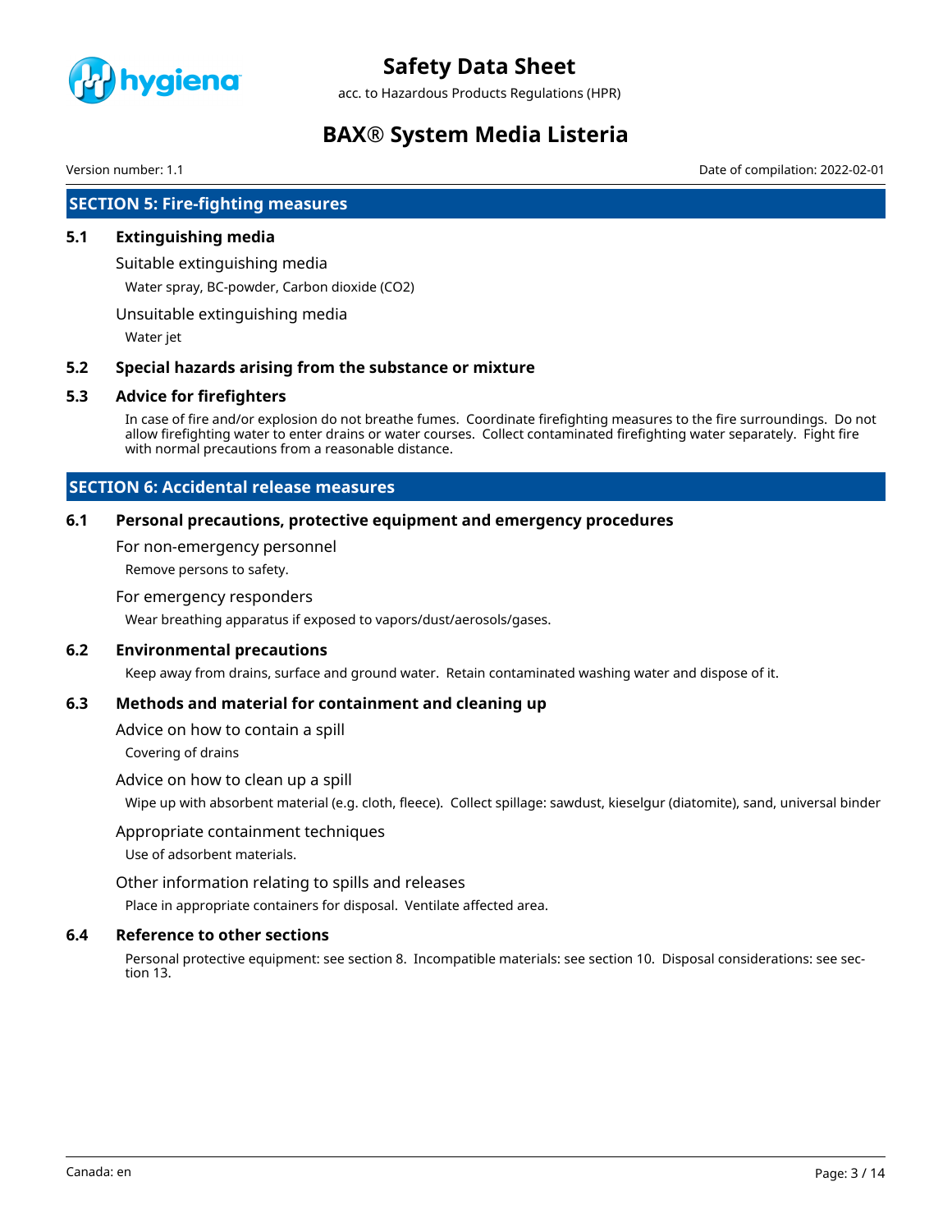## SECTION 5: Fire-fighting measures

### 5.1 Extinguishing media

Suitable extinguishing media

Water spray, BC-powder, Carbon dioxide ($CO_2$)

Unsuitable extinguishing media

Water jet

### 5.2 Special hazards arising from the substance or mixture

### 5.3 Advice for firefighters

In case of fire and/or explosion do not breathe fumes. Coordinate firefighting measures to the fire surroundings. Do not allow firefighting water to enter drains or water courses. Collect contaminated firefighting water separately. Fight fire with normal precautions from a reasonable distance.

## SECTION 6: Accidental release measures

### 6.1 Personal precautions, protective equipment and emergency procedures

For non-emergency personnel

Remove persons to safety.

For emergency responders

Wear breathing apparatus if exposed to vapors/dust/aerosols/gases.

### 6.2 Environmental precautions

Keep away from drains, surface and ground water. Retain contaminated washing water and dispose of it.

### 6.3 Methods and material for containment and cleaning up

Advice on how to contain a spill

Covering of drains

Advice on how to clean up a spill

Wipe up with absorbent material (e.g. cloth, fleece). Collect spillage: sawdust, kieselgur (diatomite), sand, universal binder

Appropriate containment techniques

Use of adsorbent materials.

Other information relating to spills and releases

Place in appropriate containers for disposal. Ventilate affected area.

### 6.4 Reference to other sections

Personal protective equipment: see section 8. Incompatible materials: see section 10. Disposal considerations: see section 13.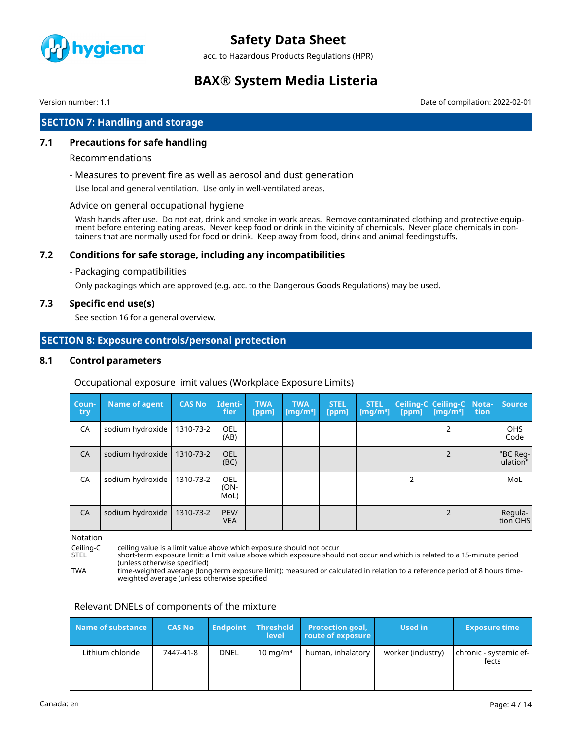## SECTION 7: Handling and storage

### 7.1 Precautions for safe handling

Recommendations

- Measures to prevent fire as well as aerosol and dust generation

Use local and general ventilation. Use only in well-ventilated areas.

Advice on general occupational hygiene

Wash hands after use. Do not eat, drink and smoke in work areas. Remove contaminated clothing and protective equipment before entering eating areas. Never keep food or drink in the vicinity of chemicals. Never place chemicals in containers that are normally used for food or drink. Keep away from food, drink and animal feedingstuffs.

### 7.2 Conditions for safe storage, including any incompatibilities

- Packaging compatibilities

Only packagings which are approved (e.g. acc. to the Dangerous Goods Regulations) may be used.

### 7.3 Specific end use(s)

See section 16 for a general overview.

## SECTION 8: Exposure controls/personal protection

### 8.1 Control parameters

Occupational exposure limit values (Workplace Exposure Limits)

| Country | Name of agent | CAS No | Identifier | TWA [ppm] | TWA [mg/m³] | STEL [ppm] | STEL [mg/m³] | Ceiling-C [ppm] | Ceiling-C [mg/m³] | Notation | Source |
|---|---|---|---|---|---|---|---|---|---|---|---|
| CA | sodium hydroxide | 1310-73-2 | OEL (AB) | | | | | | 2 | | OHS Code |
| CA | sodium hydroxide | 1310-73-2 | OEL (BC) | | | | | | 2 | | "BC Regulation" |
| CA | sodium hydroxide | 1310-73-2 | OEL (ON-MoL) | | | | | 2 | | | MoL |
| CA | sodium hydroxide | 1310-73-2 | PEV/VEA | | | | | | 2 | | Regulation OHS |

Notation

Ceiling-C ceiling value is a limit value above which exposure should not occur

STEL short-term exposure limit: a limit value above which exposure should not occur and which is related to a 15-minute period (unless otherwise specified)

TWA time-weighted average (long-term exposure limit): measured or calculated in relation to a reference period of 8 hours time-weighted average (unless otherwise specified

Relevant DNELs of components of the mixture

| Name of substance | CAS No | Endpoint | Threshold level | Protection goal, route of exposure | Used in | Exposure time |
|---|---|---|---|---|---|---|
| Lithium chloride | 7447-41-8 | DNEL | 10 mg/m³ | human, inhalatory | worker (industry) | chronic - systemic effects |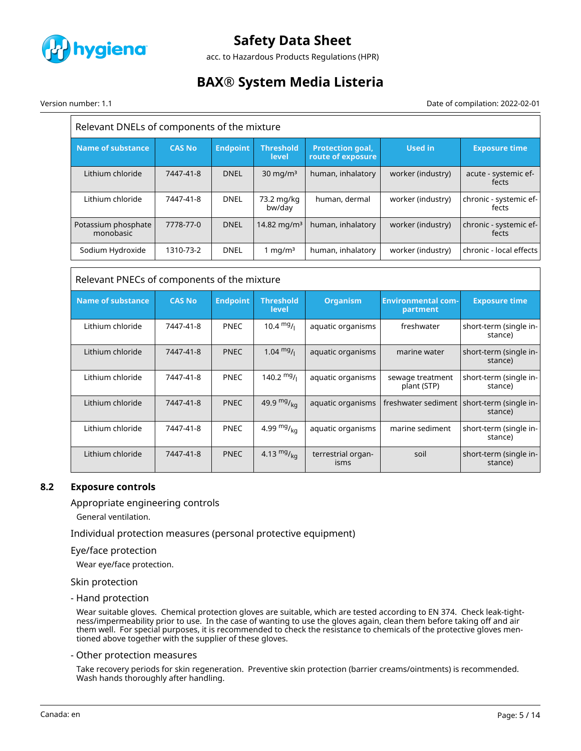| Relevant DNELs of components of the mixture | | | | | | |
|---|---|---|---|---|---|---|
| **Name of substance** | **CAS No** | **Endpoint** | **Threshold level** | **Protection goal, route of exposure** | **Used in** | **Exposure time** |
| Lithium chloride | 7447-41-8 | DNEL | 30 mg/m³ | human, inhalatory | worker (industry) | acute - systemic effects |
| Lithium chloride | 7447-41-8 | DNEL | 73.2 mg/kg bw/day | human, dermal | worker (industry) | chronic - systemic effects |
| Potassium phosphate monobasic | 7778-77-0 | DNEL | 14.82 mg/m³ | human, inhalatory | worker (industry) | chronic - systemic effects |
| Sodium Hydroxide | 1310-73-2 | DNEL | 1 mg/m³ | human, inhalatory | worker (industry) | chronic - local effects |

| Relevant PNECs of components of the mixture | | | | | | |
|---|---|---|---|---|---|---|
| **Name of substance** | **CAS No** | **Endpoint** | **Threshold level** | **Organism** | **Environmental compartment** | **Exposure time** |
| Lithium chloride | 7447-41-8 | PNEC | 10.4 mg/l | aquatic organisms | freshwater | short-term (single instance) |
| Lithium chloride | 7447-41-8 | PNEC | 1.04 mg/l | aquatic organisms | marine water | short-term (single instance) |
| Lithium chloride | 7447-41-8 | PNEC | 140.2 mg/l | aquatic organisms | sewage treatment plant (STP) | short-term (single instance) |
| Lithium chloride | 7447-41-8 | PNEC | 49.9 mg/kg | aquatic organisms | freshwater sediment | short-term (single instance) |
| Lithium chloride | 7447-41-8 | PNEC | 4.99 mg/kg | aquatic organisms | marine sediment | short-term (single instance) |
| Lithium chloride | 7447-41-8 | PNEC | 4.13 mg/kg | terrestrial organisms | soil | short-term (single instance) |

## 8.2 Exposure controls

### Appropriate engineering controls

General ventilation.

### Individual protection measures (personal protective equipment)

### Eye/face protection

Wear eye/face protection.

### Skin protection

#### - Hand protection

Wear suitable gloves. Chemical protection gloves are suitable, which are tested according to EN 374. Check leak-tightness/impermeability prior to use. In the case of wanting to use the gloves again, clean them before taking off and air them well. For special purposes, it is recommended to check the resistance to chemicals of the protective gloves mentioned above together with the supplier of these gloves.

#### - Other protection measures

Take recovery periods for skin regeneration. Preventive skin protection (barrier creams/ointments) is recommended. Wash hands thoroughly after handling.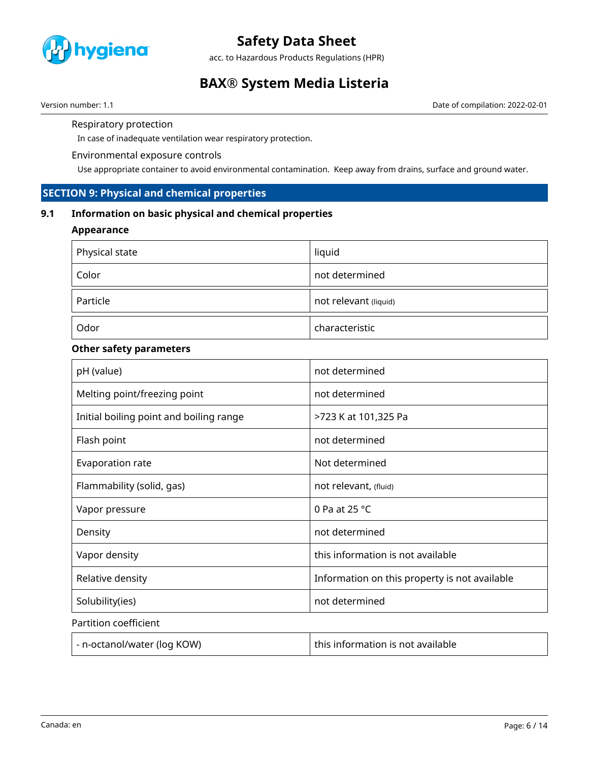Respiratory protection

In case of inadequate ventilation wear respiratory protection.

Environmental exposure controls

Use appropriate container to avoid environmental contamination. Keep away from drains, surface and ground water.

## SECTION 9: Physical and chemical properties

### 9.1 Information on basic physical and chemical properties

**Appearance**

| Physical state | liquid |
|---|---|
| Color | not determined |
| Particle | not relevant (liquid) |
| Odor | characteristic |

**Other safety parameters**

| pH (value) | not determined |
|---|---|
| Melting point/freezing point | not determined |
| Initial boiling point and boiling range | >723 K at 101,325 Pa |
| Flash point | not determined |
| Evaporation rate | Not determined |
| Flammability (solid, gas) | not relevant, (fluid) |
| Vapor pressure | 0 Pa at 25 °C |
| Density | not determined |
| Vapor density | this information is not available |
| Relative density | Information on this property is not available |
| Solubility(ies) | not determined |

Partition coefficient

| - n-octanol/water (log KOW) | this information is not available |
|---|---|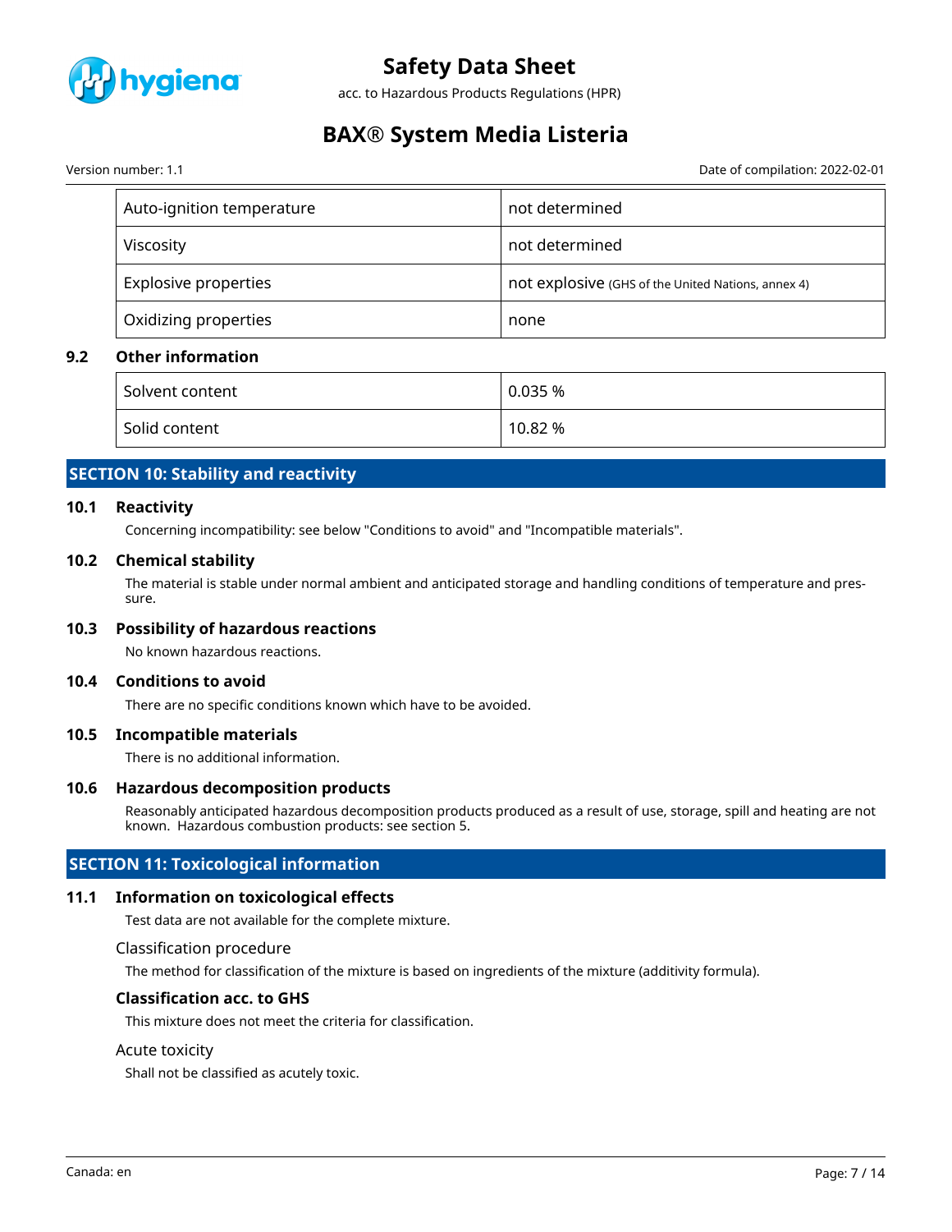| Auto-ignition temperature | not determined |
| --- | --- |
| Viscosity | not determined |
| Explosive properties | not explosive (GHS of the United Nations, annex 4) |
| Oxidizing properties | none |

### 9.2 Other information

| Solvent content | 0.035 % |
| --- | --- |
| Solid content | 10.82 % |

## SECTION 10: Stability and reactivity

### 10.1 Reactivity

Concerning incompatibility: see below "Conditions to avoid" and "Incompatible materials".

### 10.2 Chemical stability

The material is stable under normal ambient and anticipated storage and handling conditions of temperature and pressure.

### 10.3 Possibility of hazardous reactions

No known hazardous reactions.

### 10.4 Conditions to avoid

There are no specific conditions known which have to be avoided.

### 10.5 Incompatible materials

There is no additional information.

### 10.6 Hazardous decomposition products

Reasonably anticipated hazardous decomposition products produced as a result of use, storage, spill and heating are not known. Hazardous combustion products: see section 5.

## SECTION 11: Toxicological information

### 11.1 Information on toxicological effects

Test data are not available for the complete mixture.

Classification procedure

The method for classification of the mixture is based on ingredients of the mixture (additivity formula).

**Classification acc. to GHS**

This mixture does not meet the criteria for classification.

Acute toxicity

Shall not be classified as acutely toxic.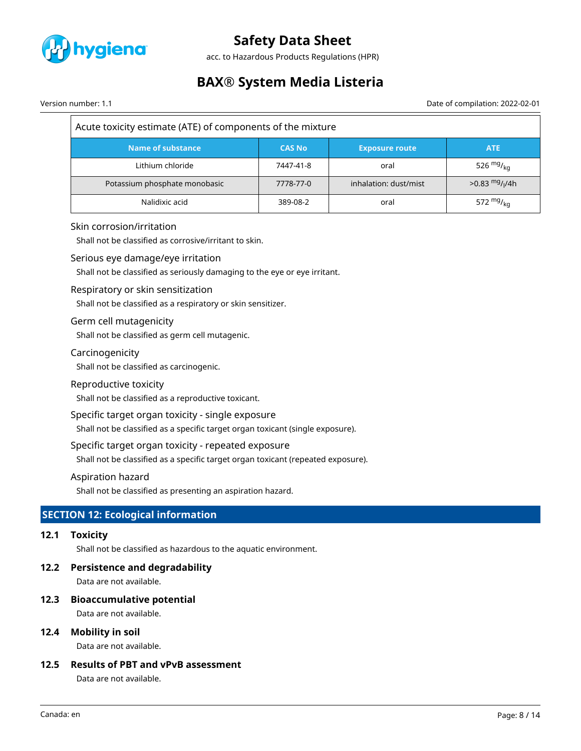| Acute toxicity estimate (ATE) of components of the mixture | | | |
|---|---|---|---|
| **Name of substance** | **CAS No** | **Exposure route** | **ATE** |
| Lithium chloride | 7447-41-8 | oral | 526 $^{mg}/_{kg}$ |
| Potassium phosphate monobasic | 7778-77-0 | inhalation: dust/mist | >0.83 $^{mg}/_{l}$/4h |
| Nalidixic acid | 389-08-2 | oral | 572 $^{mg}/_{kg}$ |

### Skin corrosion/irritation

Shall not be classified as corrosive/irritant to skin.

### Serious eye damage/eye irritation

Shall not be classified as seriously damaging to the eye or eye irritant.

### Respiratory or skin sensitization

Shall not be classified as a respiratory or skin sensitizer.

### Germ cell mutagenicity

Shall not be classified as germ cell mutagenic.

### Carcinogenicity

Shall not be classified as carcinogenic.

### Reproductive toxicity

Shall not be classified as a reproductive toxicant.

### Specific target organ toxicity - single exposure

Shall not be classified as a specific target organ toxicant (single exposure).

### Specific target organ toxicity - repeated exposure

Shall not be classified as a specific target organ toxicant (repeated exposure).

### Aspiration hazard

Shall not be classified as presenting an aspiration hazard.

## SECTION 12: Ecological information

### 12.1 Toxicity

Shall not be classified as hazardous to the aquatic environment.

### 12.2 Persistence and degradability

Data are not available.

### 12.3 Bioaccumulative potential

Data are not available.

### 12.4 Mobility in soil

Data are not available.

### 12.5 Results of PBT and vPvB assessment

Data are not available.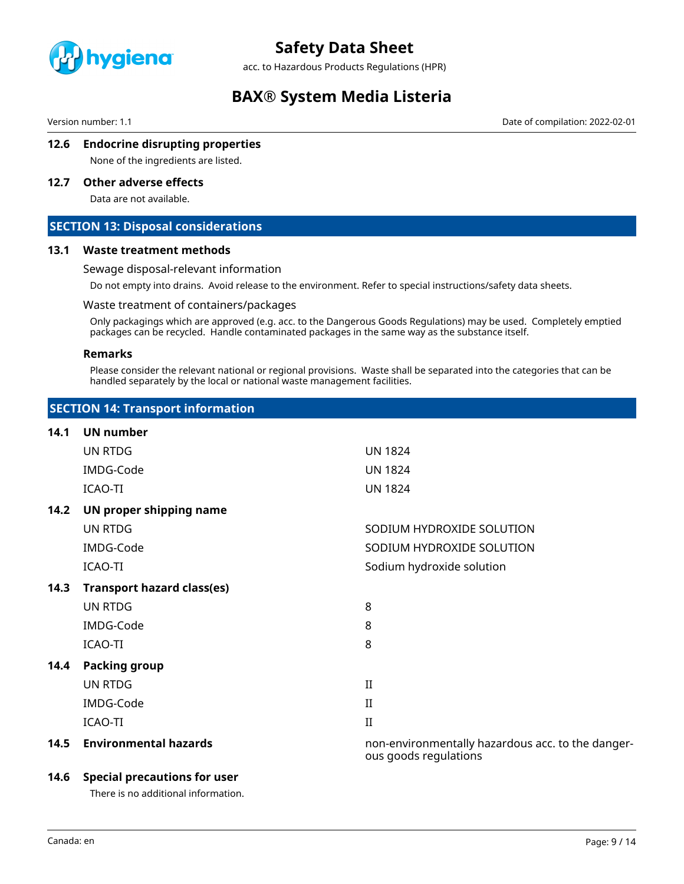### 12.6 Endocrine disrupting properties

None of the ingredients are listed.

### 12.7 Other adverse effects

Data are not available.

## SECTION 13: Disposal considerations

### 13.1 Waste treatment methods

Sewage disposal-relevant information

Do not empty into drains. Avoid release to the environment. Refer to special instructions/safety data sheets.

Waste treatment of containers/packages

Only packagings which are approved (e.g. acc. to the Dangerous Goods Regulations) may be used. Completely emptied packages can be recycled. Handle contaminated packages in the same way as the substance itself.

**Remarks**

Please consider the relevant national or regional provisions. Waste shall be separated into the categories that can be handled separately by the local or national waste management facilities.

## SECTION 14: Transport information

### 14.1 UN number

| | |
|---|---|
| UN RTDG | UN 1824 |
| IMDG-Code | UN 1824 |
| ICAO-TI | UN 1824 |

### 14.2 UN proper shipping name

| | |
|---|---|
| UN RTDG | SODIUM HYDROXIDE SOLUTION |
| IMDG-Code | SODIUM HYDROXIDE SOLUTION |
| ICAO-TI | Sodium hydroxide solution |

### 14.3 Transport hazard class(es)

| | |
|---|---|
| UN RTDG | 8 |
| IMDG-Code | 8 |
| ICAO-TI | 8 |

### 14.4 Packing group

| | |
|---|---|
| UN RTDG | II |
| IMDG-Code | II |
| ICAO-TI | II |

### 14.5 Environmental hazards

non-environmentally hazardous acc. to the dangerous goods regulations

### 14.6 Special precautions for user

There is no additional information.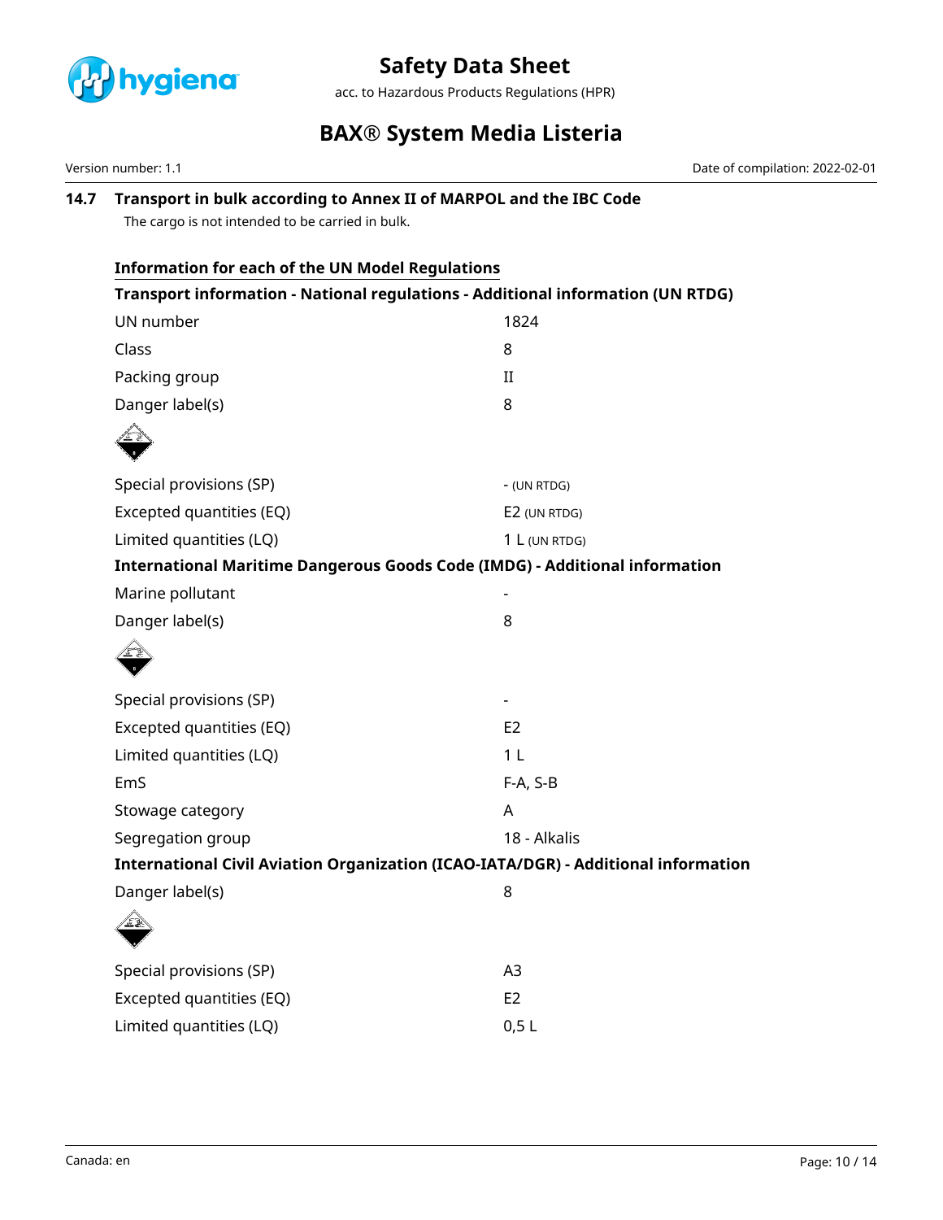### 14.7 Transport in bulk according to Annex II of MARPOL and the IBC Code

The cargo is not intended to be carried in bulk.

**Information for each of the UN Model Regulations**

**Transport information - National regulations - Additional information (UN RTDG)**

| | |
|---|---|
| UN number | 1824 |
| Class | 8 |
| Packing group | II |
| Danger label(s) | 8 |
| Special provisions (SP) | - (UN RTDG) |
| Excepted quantities (EQ) | E2 (UN RTDG) |
| Limited quantities (LQ) | 1 L (UN RTDG) |

**International Maritime Dangerous Goods Code (IMDG) - Additional information**

| | |
|---|---|
| Marine pollutant | - |
| Danger label(s) | 8 |
| Special provisions (SP) | - |
| Excepted quantities (EQ) | E2 |
| Limited quantities (LQ) | 1 L |
| EmS | F-A, S-B |
| Stowage category | A |
| Segregation group | 18 - Alkalis |

**International Civil Aviation Organization (ICAO-IATA/DGR) - Additional information**

| | |
|---|---|
| Danger label(s) | 8 |
| Special provisions (SP) | A3 |
| Excepted quantities (EQ) | E2 |
| Limited quantities (LQ) | 0,5 L |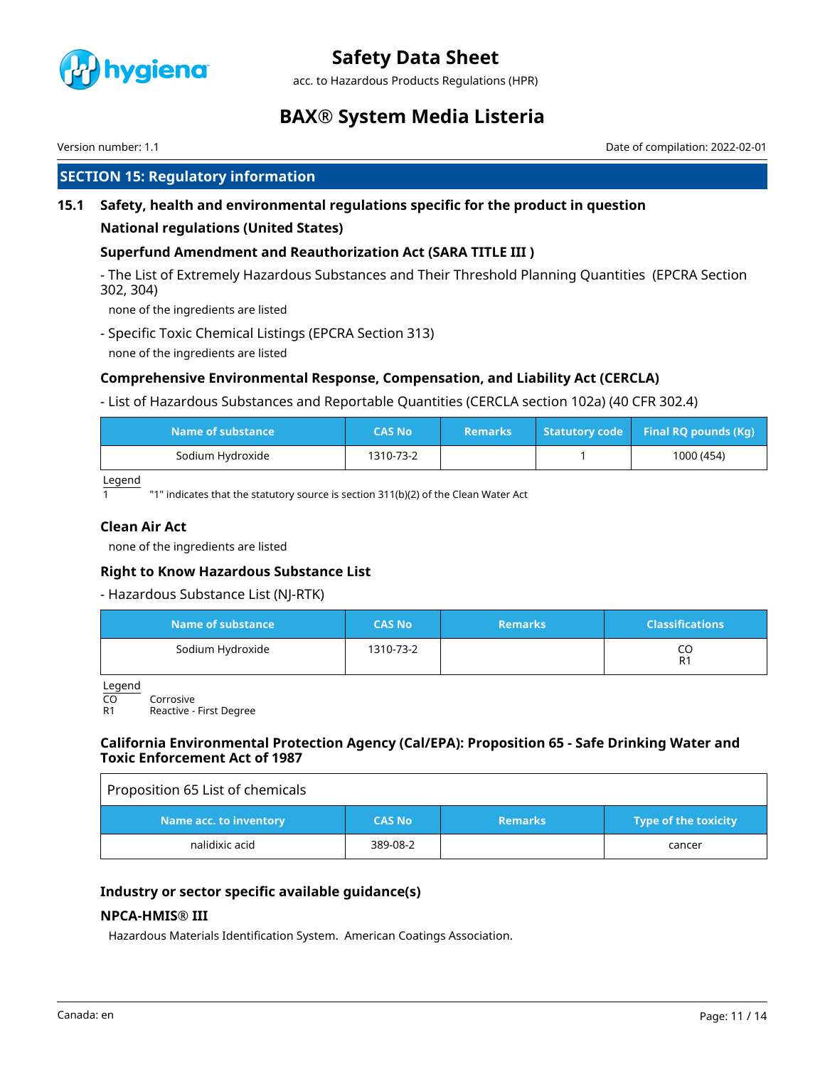## SECTION 15: Regulatory information

### 15.1 Safety, health and environmental regulations specific for the product in question

#### National regulations (United States)

#### Superfund Amendment and Reauthorization Act (SARA TITLE III )

- The List of Extremely Hazardous Substances and Their Threshold Planning Quantities (EPCRA Section 302, 304)

none of the ingredients are listed

- Specific Toxic Chemical Listings (EPCRA Section 313)

none of the ingredients are listed

#### Comprehensive Environmental Response, Compensation, and Liability Act (CERCLA)

- List of Hazardous Substances and Reportable Quantities (CERCLA section 102a) (40 CFR 302.4)

| Name of substance | CAS No | Remarks | Statutory code | Final RQ pounds (Kg) |
|---|---|---|---|---|
| Sodium Hydroxide | 1310-73-2 | | 1 | 1000 (454) |

Legend

1 "1" indicates that the statutory source is section 311(b)(2) of the Clean Water Act

#### Clean Air Act

none of the ingredients are listed

#### Right to Know Hazardous Substance List

- Hazardous Substance List (NJ-RTK)

| Name of substance | CAS No | Remarks | Classifications |
|---|---|---|---|
| Sodium Hydroxide | 1310-73-2 | | CO<br>R1 |

Legend

CO Corrosive

R1 Reactive - First Degree

#### California Environmental Protection Agency (Cal/EPA): Proposition 65 - Safe Drinking Water and Toxic Enforcement Act of 1987

Proposition 65 List of chemicals

| Name acc. to inventory | CAS No | Remarks | Type of the toxicity |
|---|---|---|---|
| nalidixic acid | 389-08-2 | | cancer |

#### Industry or sector specific available guidance(s)

#### NPCA-HMIS® III

Hazardous Materials Identification System. American Coatings Association.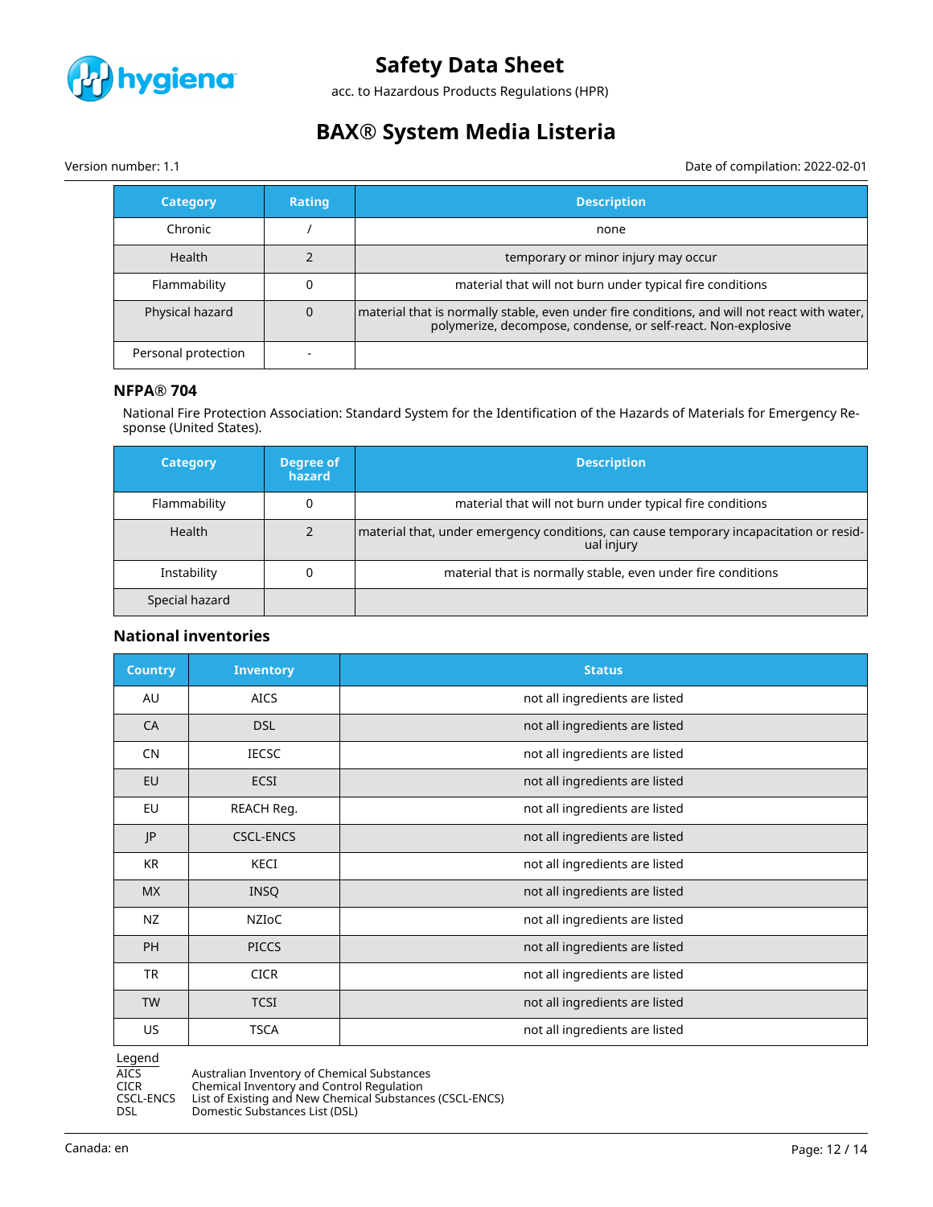| Category | Rating | Description |
|---|---|---|
| Chronic | / | none |
| Health | 2 | temporary or minor injury may occur |
| Flammability | 0 | material that will not burn under typical fire conditions |
| Physical hazard | 0 | material that is normally stable, even under fire conditions, and will not react with water, polymerize, decompose, condense, or self-react. Non-explosive |
| Personal protection | - | |

### NFPA® 704

National Fire Protection Association: Standard System for the Identification of the Hazards of Materials for Emergency Response (United States).

| Category | Degree of hazard | Description |
|---|---|---|
| Flammability | 0 | material that will not burn under typical fire conditions |
| Health | 2 | material that, under emergency conditions, can cause temporary incapacitation or residual injury |
| Instability | 0 | material that is normally stable, even under fire conditions |
| Special hazard | | |

### National inventories

| Country | Inventory | Status |
|---|---|---|
| AU | AICS | not all ingredients are listed |
| CA | DSL | not all ingredients are listed |
| CN | IECSC | not all ingredients are listed |
| EU | ECSI | not all ingredients are listed |
| EU | REACH Reg. | not all ingredients are listed |
| JP | CSCL-ENCS | not all ingredients are listed |
| KR | KECI | not all ingredients are listed |
| MX | INSQ | not all ingredients are listed |
| NZ | NZIoC | not all ingredients are listed |
| PH | PICCS | not all ingredients are listed |
| TR | CICR | not all ingredients are listed |
| TW | TCSI | not all ingredients are listed |
| US | TSCA | not all ingredients are listed |

Legend

| | |
|---|---|
| AICS | Australian Inventory of Chemical Substances |
| CICR | Chemical Inventory and Control Regulation |
| CSCL-ENCS | List of Existing and New Chemical Substances (CSCL-ENCS) |
| DSL | Domestic Substances List (DSL) |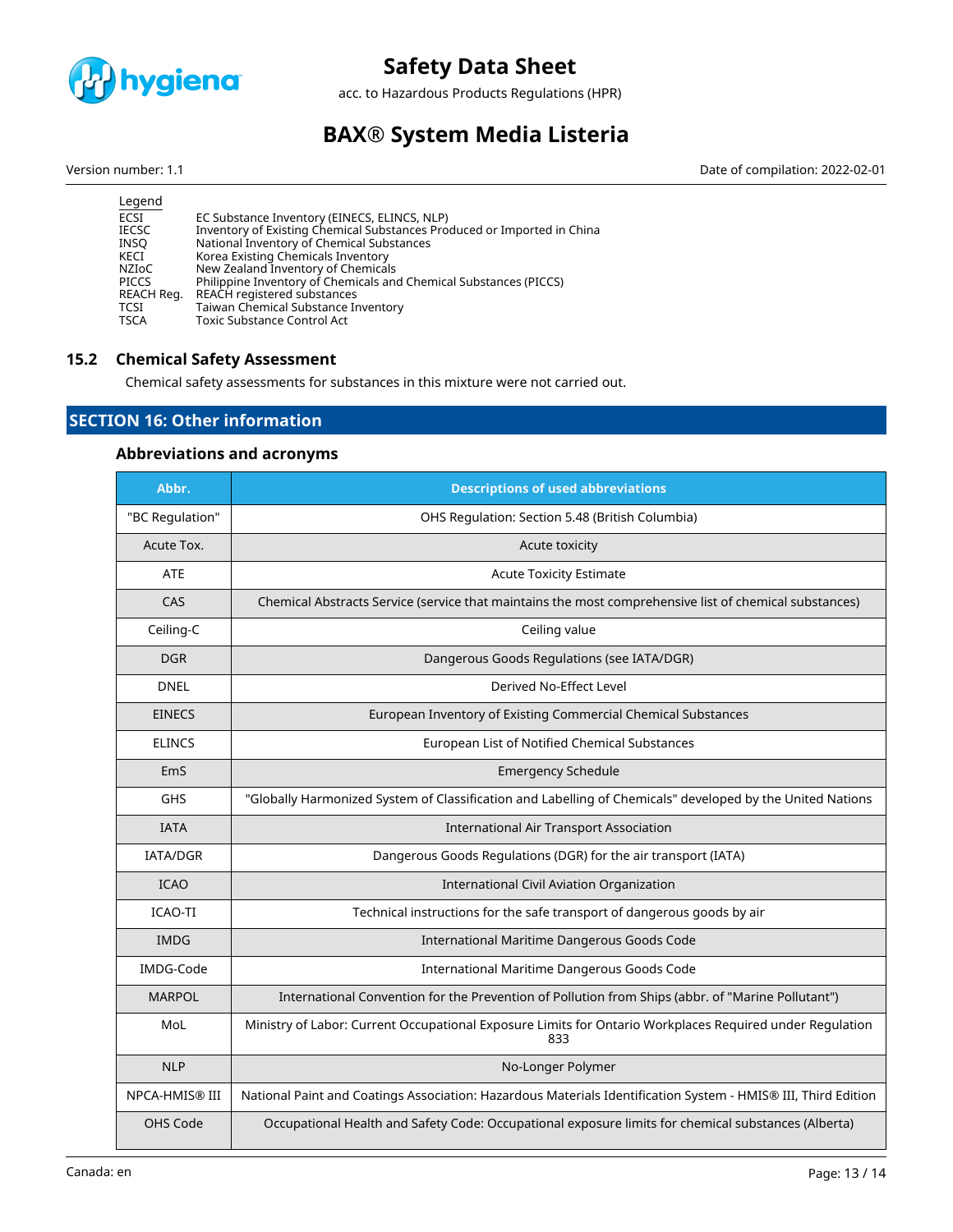Legend

| | |
|---|---|
| ECSI | EC Substance Inventory (EINECS, ELINCS, NLP) |
| IECSC | Inventory of Existing Chemical Substances Produced or Imported in China |
| INSQ | National Inventory of Chemical Substances |
| KECI | Korea Existing Chemicals Inventory |
| NZIoC | New Zealand Inventory of Chemicals |
| PICCS | Philippine Inventory of Chemicals and Chemical Substances (PICCS) |
| REACH Reg. | REACH registered substances |
| TCSI | Taiwan Chemical Substance Inventory |
| TSCA | Toxic Substance Control Act |

### 15.2 Chemical Safety Assessment

Chemical safety assessments for substances in this mixture were not carried out.

## SECTION 16: Other information

### Abbreviations and acronyms

| Abbr. | Descriptions of used abbreviations |
|---|---|
| "BC Regulation" | OHS Regulation: Section 5.48 (British Columbia) |
| Acute Tox. | Acute toxicity |
| ATE | Acute Toxicity Estimate |
| CAS | Chemical Abstracts Service (service that maintains the most comprehensive list of chemical substances) |
| Ceiling-C | Ceiling value |
| DGR | Dangerous Goods Regulations (see IATA/DGR) |
| DNEL | Derived No-Effect Level |
| EINECS | European Inventory of Existing Commercial Chemical Substances |
| ELINCS | European List of Notified Chemical Substances |
| EmS | Emergency Schedule |
| GHS | "Globally Harmonized System of Classification and Labelling of Chemicals" developed by the United Nations |
| IATA | International Air Transport Association |
| IATA/DGR | Dangerous Goods Regulations (DGR) for the air transport (IATA) |
| ICAO | International Civil Aviation Organization |
| ICAO-TI | Technical instructions for the safe transport of dangerous goods by air |
| IMDG | International Maritime Dangerous Goods Code |
| IMDG-Code | International Maritime Dangerous Goods Code |
| MARPOL | International Convention for the Prevention of Pollution from Ships (abbr. of "Marine Pollutant") |
| MoL | Ministry of Labor: Current Occupational Exposure Limits for Ontario Workplaces Required under Regulation 833 |
| NLP | No-Longer Polymer |
| NPCA-HMIS® III | National Paint and Coatings Association: Hazardous Materials Identification System - HMIS® III, Third Edition |
| OHS Code | Occupational Health and Safety Code: Occupational exposure limits for chemical substances (Alberta) |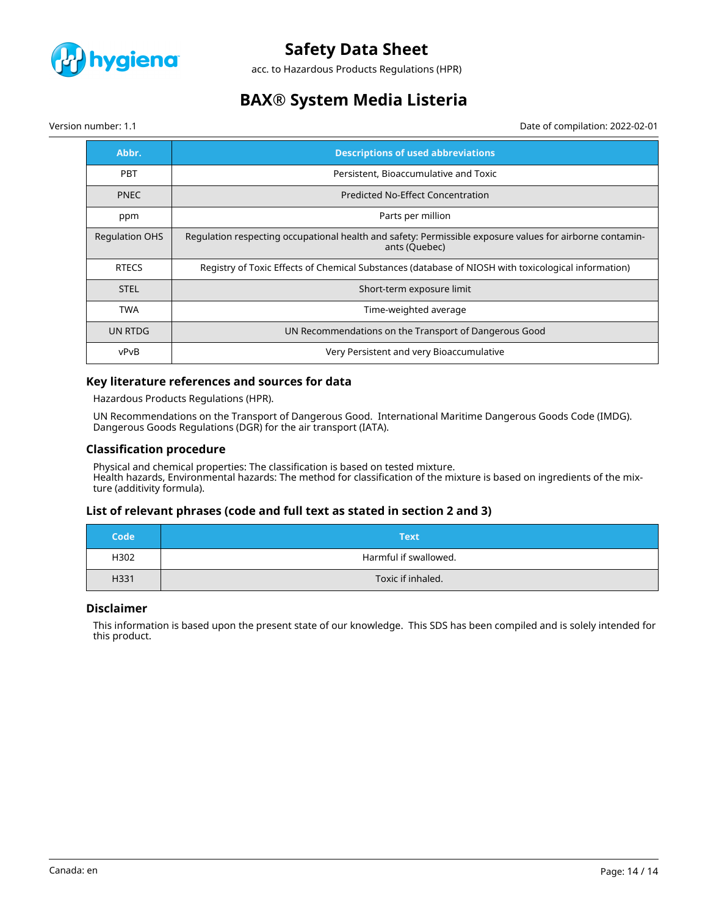| Abbr. | Descriptions of used abbreviations |
|---|---|
| PBT | Persistent, Bioaccumulative and Toxic |
| PNEC | Predicted No-Effect Concentration |
| ppm | Parts per million |
| Regulation OHS | Regulation respecting occupational health and safety: Permissible exposure values for airborne contaminants (Quebec) |
| RTECS | Registry of Toxic Effects of Chemical Substances (database of NIOSH with toxicological information) |
| STEL | Short-term exposure limit |
| TWA | Time-weighted average |
| UN RTDG | UN Recommendations on the Transport of Dangerous Good |
| vPvB | Very Persistent and very Bioaccumulative |

### Key literature references and sources for data

Hazardous Products Regulations (HPR).

UN Recommendations on the Transport of Dangerous Good. International Maritime Dangerous Goods Code (IMDG). Dangerous Goods Regulations (DGR) for the air transport (IATA).

### Classification procedure

Physical and chemical properties: The classification is based on tested mixture.
Health hazards, Environmental hazards: The method for classification of the mixture is based on ingredients of the mixture (additivity formula).

### List of relevant phrases (code and full text as stated in section 2 and 3)

| Code | Text |
|---|---|
| H302 | Harmful if swallowed. |
| H331 | Toxic if inhaled. |

### Disclaimer

This information is based upon the present state of our knowledge. This SDS has been compiled and is solely intended for this product.